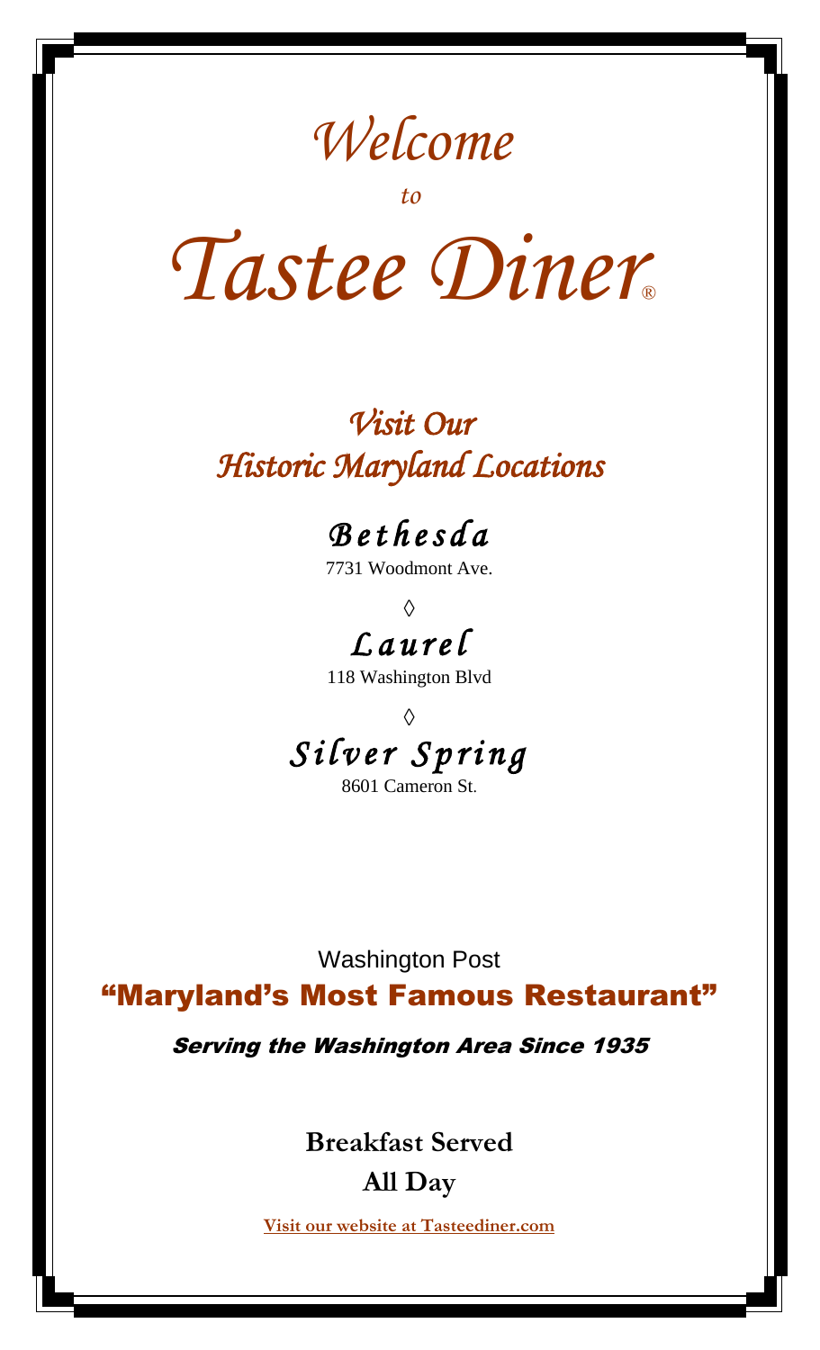# *Welcome*

*to*

# *Tastee Diner®*

## *Visit Our Historic Maryland Locations*

### *Bethesda*

7731 Woodmont Ave.

◊

### *Laurel*

118 Washington Blvd

◊

### *Silver Spring*

8601 Cameron St.

Washington Post

## "Maryland's Most Famous Restaurant"

*Serving the Washington Area Since 1935*

**Breakfast Served**

**All Day**

**Visit our website at Tasteediner.com**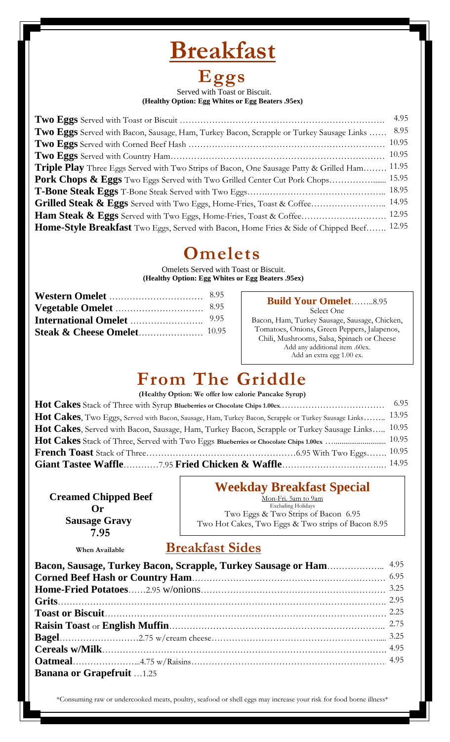# Breakfast

## Eggs

Served with Toast or Biscuit.
**(Healthy Option: Egg Whites or Egg Beaters .95ex)**

| Item | Price |
|---|---|
| **Two Eggs** Served with Toast or Biscuit | 4.95 |
| **Two Eggs** Served with Bacon, Sausage, Ham, Turkey Bacon, Scrapple or Turkey Sausage Links | 8.95 |
| **Two Eggs** Served with Corned Beef Hash | 10.95 |
| **Two Eggs** Served with Country Ham | 10.95 |
| **Triple Play** Three Eggs Served with Two Strips of Bacon, One Sausage Patty & Grilled Ham | 11.95 |
| **Pork Chops & Eggs** Two Eggs Served with Two Grilled Center Cut Pork Chops | 15.95 |
| **T-Bone Steak Eggs** T-Bone Steak Served with Two Eggs | 18.95 |
| **Grilled Steak & Eggs** Served with Two Eggs, Home-Fries, Toast & Coffee | 14.95 |
| **Ham Steak & Eggs** Served with Two Eggs, Home-Fries, Toast & Coffee | 12.95 |
| **Home-Style Breakfast** Two Eggs, Served with Bacon, Home Fries & Side of Chipped Beef | 12.95 |

## Omelets

Omelets Served with Toast or Biscuit.
**(Healthy Option: Egg Whites or Egg Beaters .95ex)**

| Item | Price |
|---|---|
| **Western Omelet** | 8.95 |
| **Vegetable Omelet** | 8.95 |
| **International Omelet** | 9.95 |
| **Steak & Cheese Omelet** | 10.95 |

**Build Your Omelet**........8.95

Select One

Bacon, Ham, Turkey Sausage, Sausage, Chicken, Tomatoes, Onions, Green Peppers, Jalapenos, Chili, Mushrooms, Salsa, Spinach or Cheese

Add any additional item .60ex.

Add an extra egg 1.00 ex.

## From The Griddle

**(Healthy Option: We offer low calorie Pancake Syrup)**

| Item | Price |
|---|---|
| **Hot Cakes** Stack of Three with Syrup **Blueberries or Chocolate Chips 1.00ex.** | 6.95 |
| **Hot Cakes**, Two Eggs, Served with Bacon, Sausage, Ham, Turkey Bacon, Scrapple or Turkey Sausage Links | 13.95 |
| **Hot Cakes**, Served with Bacon, Sausage, Ham, Turkey Bacon, Scrapple or Turkey Sausage Links | 10.95 |
| **Hot Cakes** Stack of Three, Served with Two Eggs **Blueberries or Chocolate Chips 1.00ex** | 10.95 |
| **French Toast** Stack of Three ... 6.95 With Two Eggs | 10.95 |
| **Giant Tastee Waffle** ... 7.95 **Fried Chicken & Waffle** | 14.95 |

**Creamed Chipped Beef**
**Or**
**Sausage Gravy**
**7.95**

**When Available**

## Weekday Breakfast Special

Mon-Fri. 5am to 9am

Excluding Holidays

Two Eggs & Two Strips of Bacon 6.95

Two Hot Cakes, Two Eggs & Two strips of Bacon 8.95

## Breakfast Sides

| Item | Price |
|---|---|
| **Bacon, Sausage, Turkey Bacon, Scrapple, Turkey Sausage or Ham** | 4.95 |
| **Corned Beef Hash or Country Ham** | 6.95 |
| **Home-Fried Potatoes** ... 2.95 w/onions | 3.25 |
| **Grits** | 2.95 |
| **Toast or Biscuit** | 2.25 |
| **Raisin Toast** or **English Muffin** | 2.75 |
| **Bagel** ... 2.75 w/cream cheese | 3.25 |
| **Cereals w/Milk** | 4.95 |
| **Oatmeal** ... 4.75 w/Raisins | 4.95 |
| **Banana or Grapefruit** ...1.25 | |

*Consuming raw or undercooked meats, poultry, seafood or shell eggs may increase your risk for food borne illness*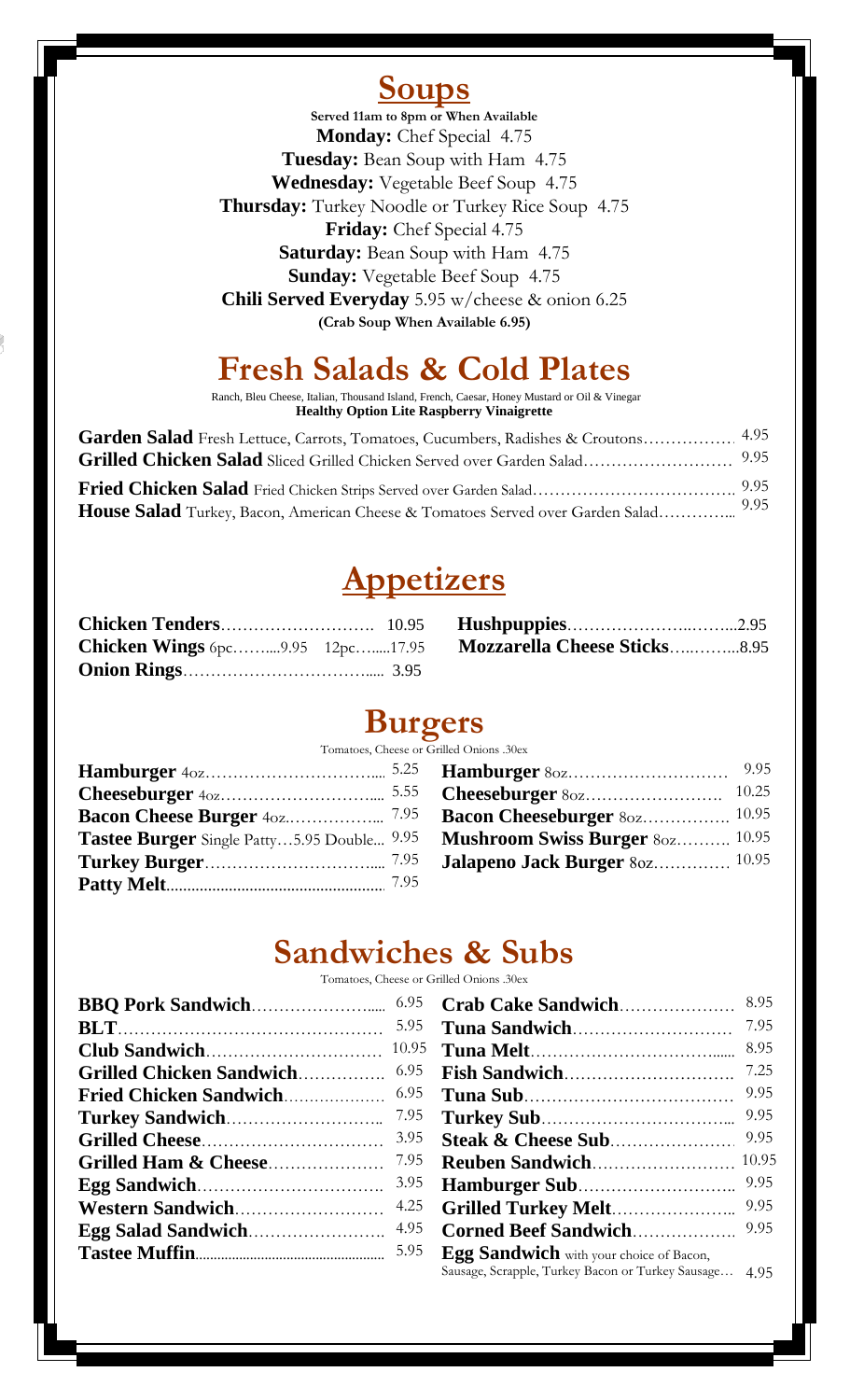# Soups

**Served 11am to 8pm or When Available**

**Monday:** Chef Special 4.75
**Tuesday:** Bean Soup with Ham 4.75
**Wednesday:** Vegetable Beef Soup 4.75
**Thursday:** Turkey Noodle or Turkey Rice Soup 4.75
**Friday:** Chef Special 4.75
**Saturday:** Bean Soup with Ham 4.75
**Sunday:** Vegetable Beef Soup 4.75
**Chili Served Everyday** 5.95 w/cheese & onion 6.25
**(Crab Soup When Available 6.95)**

# Fresh Salads & Cold Plates

Ranch, Bleu Cheese, Italian, Thousand Island, French, Caesar, Honey Mustard or Oil & Vinegar
**Healthy Option Lite Raspberry Vinaigrette**

| Item | Price |
|---|---|
| **Garden Salad** Fresh Lettuce, Carrots, Tomatoes, Cucumbers, Radishes & Croutons | 4.95 |
| **Grilled Chicken Salad** Sliced Grilled Chicken Served over Garden Salad | 9.95 |
| **Fried Chicken Salad** Fried Chicken Strips Served over Garden Salad | 9.95 |
| **House Salad** Turkey, Bacon, American Cheese & Tomatoes Served over Garden Salad | 9.95 |

# Appetizers

| Item | Price |
|---|---|
| **Chicken Tenders** | 10.95 |
| **Chicken Wings** 6pc 9.95 12pc | 17.95 |
| **Onion Rings** | 3.95 |
| **Hushpuppies** | 2.95 |
| **Mozzarella Cheese Sticks** | 8.95 |

# Burgers

Tomatoes, Cheese or Grilled Onions .30ex

| Item | Price |
|---|---|
| **Hamburger** 4oz | 5.25 |
| **Cheeseburger** 4oz | 5.55 |
| **Bacon Cheese Burger** 4oz | 7.95 |
| **Tastee Burger** Single Patty…5.95 Double | 9.95 |
| **Turkey Burger** | 7.95 |
| **Patty Melt** | 7.95 |
| **Hamburger** 8oz | 9.95 |
| **Cheeseburger** 8oz | 10.25 |
| **Bacon Cheeseburger** 8oz | 10.95 |
| **Mushroom Swiss Burger** 8oz | 10.95 |
| **Jalapeno Jack Burger** 8oz | 10.95 |

# Sandwiches & Subs

Tomatoes, Cheese or Grilled Onions .30ex

| Item | Price |
|---|---|
| **BBQ Pork Sandwich** | 6.95 |
| **BLT** | 5.95 |
| **Club Sandwich** | 10.95 |
| **Grilled Chicken Sandwich** | 6.95 |
| **Fried Chicken Sandwich** | 6.95 |
| **Turkey Sandwich** | 7.95 |
| **Grilled Cheese** | 3.95 |
| **Grilled Ham & Cheese** | 7.95 |
| **Egg Sandwich** | 3.95 |
| **Western Sandwich** | 4.25 |
| **Egg Salad Sandwich** | 4.95 |
| **Tastee Muffin** | 5.95 |
| **Crab Cake Sandwich** | 8.95 |
| **Tuna Sandwich** | 7.95 |
| **Tuna Melt** | 8.95 |
| **Fish Sandwich** | 7.25 |
| **Tuna Sub** | 9.95 |
| **Turkey Sub** | 9.95 |
| **Steak & Cheese Sub** | 9.95 |
| **Reuben Sandwich** | 10.95 |
| **Hamburger Sub** | 9.95 |
| **Grilled Turkey Melt** | 9.95 |
| **Corned Beef Sandwich** | 9.95 |
| **Egg Sandwich** with your choice of Bacon, Sausage, Scrapple, Turkey Bacon or Turkey Sausage | 4.95 |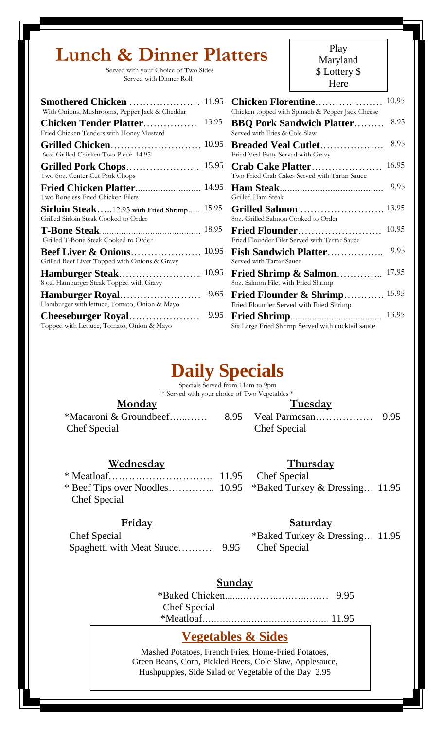# Lunch & Dinner Platters

Served with your Choice of Two Sides
Served with Dinner Roll

Play Maryland $ Lottery $ Here

**Smothered Chicken** ..................... 11.95
With Onions, Mushrooms, Pepper Jack & Cheddar

**Chicken Tender Platter**................ 13.95
Fried Chicken Tenders with Honey Mustard

**Grilled Chicken**........................... 10.95
6oz. Grilled Chicken Two Piece 14.95

**Grilled Pork Chops**....................... 15.95
Two 6oz. Center Cut Pork Chops

**Fried Chicken Platter**......................... 14.95
Two Boneless Fried Chicken Filets

**Sirloin Steak**.....12.95 **with Fried Shrimp**..... 15.95
Grilled Sirloin Steak Cooked to Order

**T-Bone Steak**......................................... 18.95
Grilled T-Bone Steak Cooked to Order

**Beef Liver & Onions**..................... 10.95
Grilled Beef Liver Topped with Onions & Gravy

**Hamburger Steak**........................ 10.95
8 oz. Hamburger Steak Topped with Gravy

**Hamburger Royal**........................ 9.65
Hamburger with lettuce, Tomato, Onion & Mayo

**Cheeseburger Royal**..................... 9.95
Topped with Lettuce, Tomato, Onion & Mayo

**Chicken Florentine**..................... 10.95
Chicken topped with Spinach & Pepper Jack Cheese

**BBQ Pork Sandwich Platter**......... 8.95
Served with Fries & Cole Slaw

**Breaded Veal Cutlet**.................... 8.95
Fried Veal Patty Served with Gravy

**Crab Cake Platter**...................... 16.95
Two Fried Crab Cakes Served with Tartar Sauce

**Ham Steak**......................................... 9.95
Grilled Ham Steak

**Grilled Salmon** ......................... 13.95
8oz. Grilled Salmon Cooked to Order

**Fried Flounder**......................... 10.95
Fried Flounder Filet Served with Tartar Sauce

**Fish Sandwich Platter**................. 9.95
Served with Tartar Sauce

**Fried Shrimp & Salmon**.............. 17.95
8oz. Salmon Filet with Fried Shrimp

**Fried Flounder & Shrimp**............ 15.95
Fried Flounder Served with Fried Shrimp

**Fried Shrimp**...................................... 13.95
Six Large Fried Shrimp Served with cocktail sauce

# Daily Specials

Specials Served from 11am to 9pm
* Served with your choice of Two Vegetables *

**Monday**

*Macaroni & Groundbeef......... 8.95
Chef Special

**Tuesday**

Veal Parmesan................. 9.95
Chef Special

**Wednesday**

* Meatloaf............................. 11.95
* Beef Tips over Noodles............. 10.95
Chef Special

**Thursday**

Chef Special
*Baked Turkey & Dressing... 11.95

**Friday**

Chef Special
Spaghetti with Meat Sauce........... 9.95

**Saturday**

*Baked Turkey & Dressing... 11.95
Chef Special

**Sunday**

*Baked Chicken................................ 9.95
Chef Special
*Meatloaf........................................... 11.95

## Vegetables & Sides

Mashed Potatoes, French Fries, Home-Fried Potatoes, Green Beans, Corn, Pickled Beets, Cole Slaw, Applesauce, Hushpuppies, Side Salad or Vegetable of the Day 2.95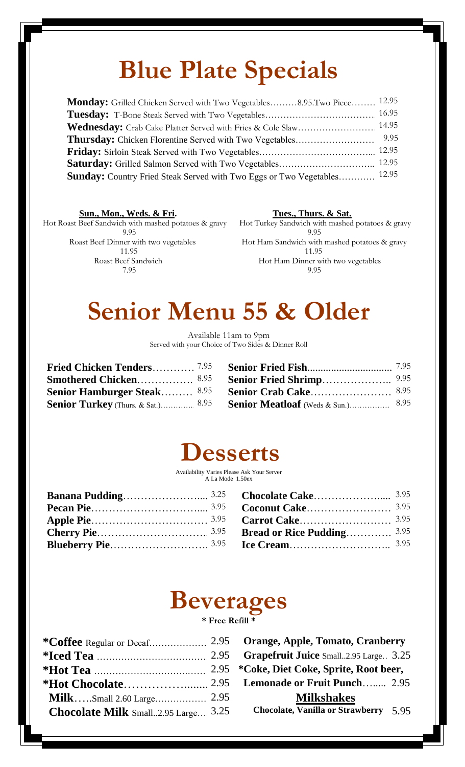# Blue Plate Specials

**Monday:** Grilled Chicken Served with Two Vegetables………8.95.Two Piece…….. 12.95
**Tuesday:** T-Bone Steak Served with Two Vegetables……………………………… 16.95
**Wednesday:** Crab Cake Platter Served with Fries & Cole Slaw…………………… 14.95
**Thursday:** Chicken Florentine Served with Two Vegetables……………………… 9.95
**Friday:** Sirloin Steak Served with Two Vegetables……………………………….. 12.95
**Saturday:** Grilled Salmon Served with Two Vegetables………………………….. 12.95
**Sunday:** Country Fried Steak Served with Two Eggs or Two Vegetables………… 12.95

**Sun., Mon., Weds. & Fri.**

Hot Roast Beef Sandwich with mashed potatoes & gravy
9.95
Roast Beef Dinner with two vegetables
11.95
Roast Beef Sandwich
7.95

**Tues., Thurs. & Sat.**

Hot Turkey Sandwich with mashed potatoes & gravy
9.95
Hot Ham Sandwich with mashed potatoes & gravy
11.95
Hot Ham Dinner with two vegetables
9.95

# Senior Menu 55 & Older

Available 11am to 9pm
Served with your Choice of Two Sides & Dinner Roll

**Fried Chicken Tenders**………… 7.95
**Smothered Chicken**…………… 8.95
**Senior Hamburger Steak**……… 8.95
**Senior Turkey** (Thurs. & Sat.)………… 8.95
**Senior Fried Fish**............................... 7.95
**Senior Fried Shrimp**……………….. 9.95
**Senior Crab Cake**…………………. 8.95
**Senior Meatloaf** (Weds & Sun.)……………. 8.95

# Desserts

Availability Varies Please Ask Your Server
A La Mode 1.50ex

**Banana Pudding**…………………... 3.25
**Pecan Pie**…………………………... 3.95
**Apple Pie**…………………………… 3.95
**Cherry Pie**………………………….. 3.95
**Blueberry Pie**………………………. 3.95
**Chocolate Cake**……………….... 3.95
**Coconut Cake**…………………… 3.95
**Carrot Cake**……………………… 3.95
**Bread or Rice Pudding**…………. 3.95
**Ice Cream**……………………….. 3.95

# Beverages

**\* Free Refill \***

**\*Coffee** Regular or Decaf……………… 2.95
**\*Iced Tea** ……………………………… 2.95
**\*Hot Tea** ……………………………… 2.95
**\*Hot Chocolate**…………….…... 2.95
**Milk**…..Small 2.60 Large……………. 2.95
**Chocolate Milk** Small..2.95 Large…. 3.25
**Orange, Apple, Tomato, Cranberry**
**Grapefruit Juice** Small..2.95 Large.. 3.25
**\*Coke, Diet Coke, Sprite, Root beer,**
**Lemonade or Fruit Punch**…..... 2.95

**Milkshakes**

**Chocolate, Vanilla or Strawberry** 5.95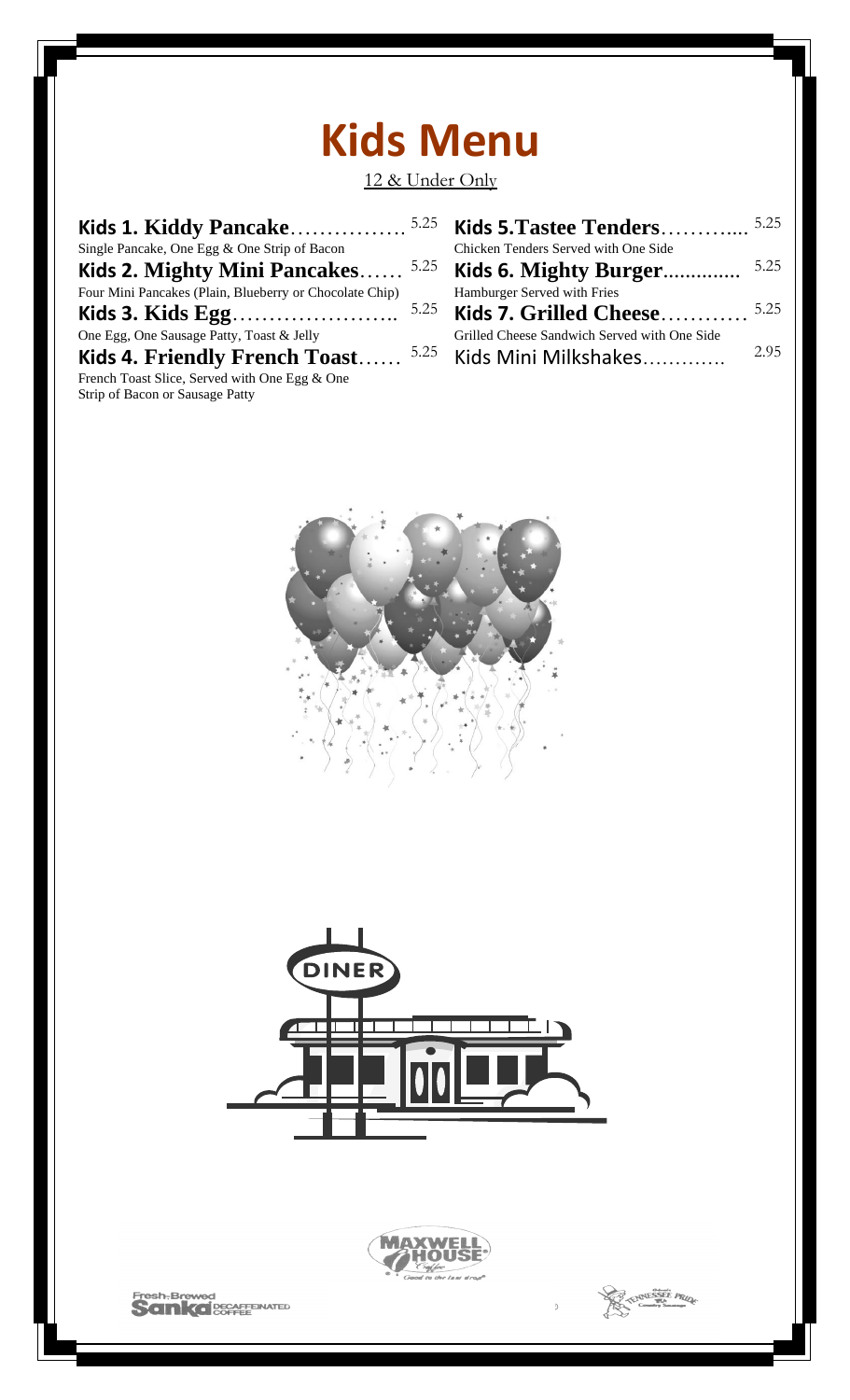# Kids Menu

12 & Under Only

**Kids 1. Kiddy Pancake**................ 5.25
Single Pancake, One Egg & One Strip of Bacon

**Kids 2. Mighty Mini Pancakes**...... 5.25
Four Mini Pancakes (Plain, Blueberry or Chocolate Chip)

**Kids 3. Kids Egg**...................... 5.25
One Egg, One Sausage Patty, Toast & Jelly

**Kids 4. Friendly French Toast**...... 5.25
French Toast Slice, Served with One Egg & One Strip of Bacon or Sausage Patty

**Kids 5.Tastee Tenders**............ 5.25
Chicken Tenders Served with One Side

**Kids 6. Mighty Burger**............. 5.25
Hamburger Served with Fries

**Kids 7. Grilled Cheese**............ 5.25
Grilled Cheese Sandwich Served with One Side

Kids Mini Milkshakes............. 2.95